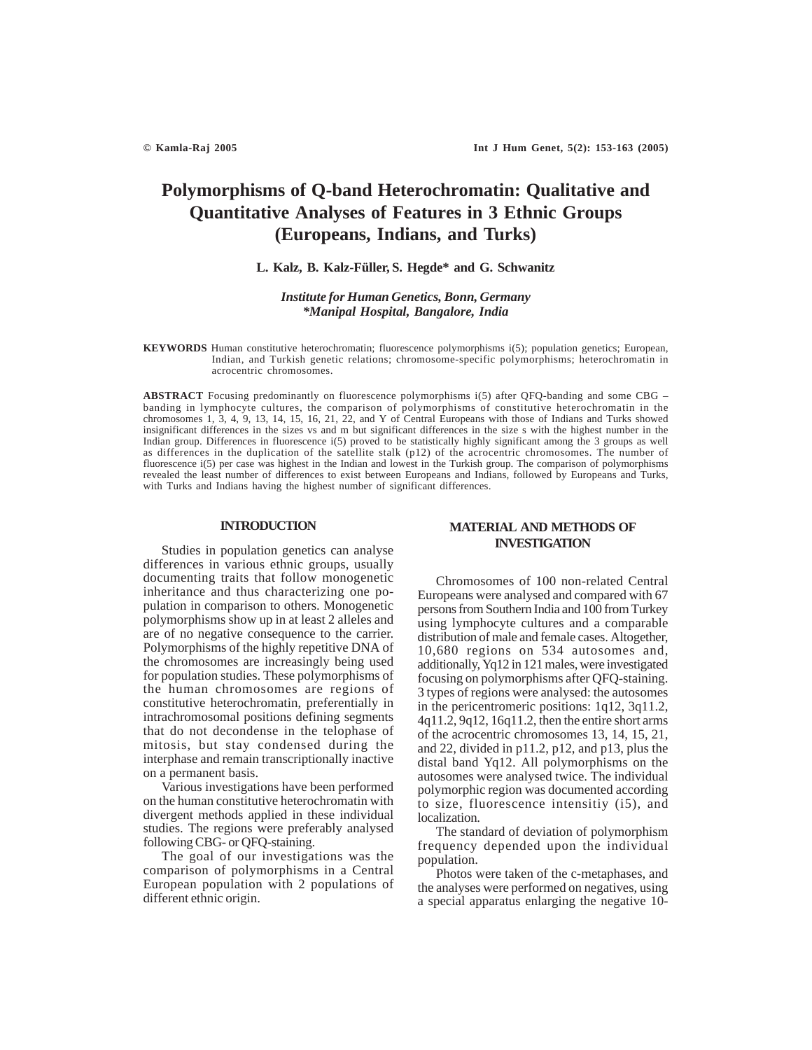# Polymorphisms of Q-band Heterochromatin: Qualitative and Quantitative Analyses of Features in 3 Ethnic Groups (Europeans, Indians, and Turks)

**L. Kalz, B. Kalz-Füller, S. Hegde\* and G. Schwanitz**

*Institute for Human Genetics, Bonn, Germany*
*\*Manipal Hospital, Bangalore, India*

**KEYWORDS** Human constitutive heterochromatin; fluorescence polymorphisms i(5); population genetics; European, Indian, and Turkish genetic relations; chromosome-specific polymorphisms; heterochromatin in acrocentric chromosomes.

**ABSTRACT** Focusing predominantly on fluorescence polymorphisms i(5) after QFQ-banding and some CBG – banding in lymphocyte cultures, the comparison of polymorphisms of constitutive heterochromatin in the chromosomes 1, 3, 4, 9, 13, 14, 15, 16, 21, 22, and Y of Central Europeans with those of Indians and Turks showed insignificant differences in the sizes vs and m but significant differences in the size s with the highest number in the Indian group. Differences in fluorescence i(5) proved to be statistically highly significant among the 3 groups as well as differences in the duplication of the satellite stalk (p12) of the acrocentric chromosomes. The number of fluorescence i(5) per case was highest in the Indian and lowest in the Turkish group. The comparison of polymorphisms revealed the least number of differences to exist between Europeans and Indians, followed by Europeans and Turks, with Turks and Indians having the highest number of significant differences.

## INTRODUCTION

Studies in population genetics can analyse differences in various ethnic groups, usually documenting traits that follow monogenetic inheritance and thus characterizing one population in comparison to others. Monogenetic polymorphisms show up in at least 2 alleles and are of no negative consequence to the carrier. Polymorphisms of the highly repetitive DNA of the chromosomes are increasingly being used for population studies. These polymorphisms of the human chromosomes are regions of constitutive heterochromatin, preferentially in intrachromosomal positions defining segments that do not decondense in the telophase of mitosis, but stay condensed during the interphase and remain transcriptionally inactive on a permanent basis.

Various investigations have been performed on the human constitutive heterochromatin with divergent methods applied in these individual studies. The regions were preferably analysed following CBG- or QFQ-staining.

The goal of our investigations was the comparison of polymorphisms in a Central European population with 2 populations of different ethnic origin.

## MATERIAL AND METHODS OF INVESTIGATION

Chromosomes of 100 non-related Central Europeans were analysed and compared with 67 persons from Southern India and 100 from Turkey using lymphocyte cultures and a comparable distribution of male and female cases. Altogether, 10,680 regions on 534 autosomes and, additionally, Yq12 in 121 males, were investigated focusing on polymorphisms after QFQ-staining. 3 types of regions were analysed: the autosomes in the pericentromeric positions: 1q12, 3q11.2, 4q11.2, 9q12, 16q11.2, then the entire short arms of the acrocentric chromosomes 13, 14, 15, 21, and 22, divided in p11.2, p12, and p13, plus the distal band Yq12. All polymorphisms on the autosomes were analysed twice. The individual polymorphic region was documented according to size, fluorescence intensitiy (i5), and localization.

The standard of deviation of polymorphism frequency depended upon the individual population.

Photos were taken of the c-metaphases, and the analyses were performed on negatives, using a special apparatus enlarging the negative 10-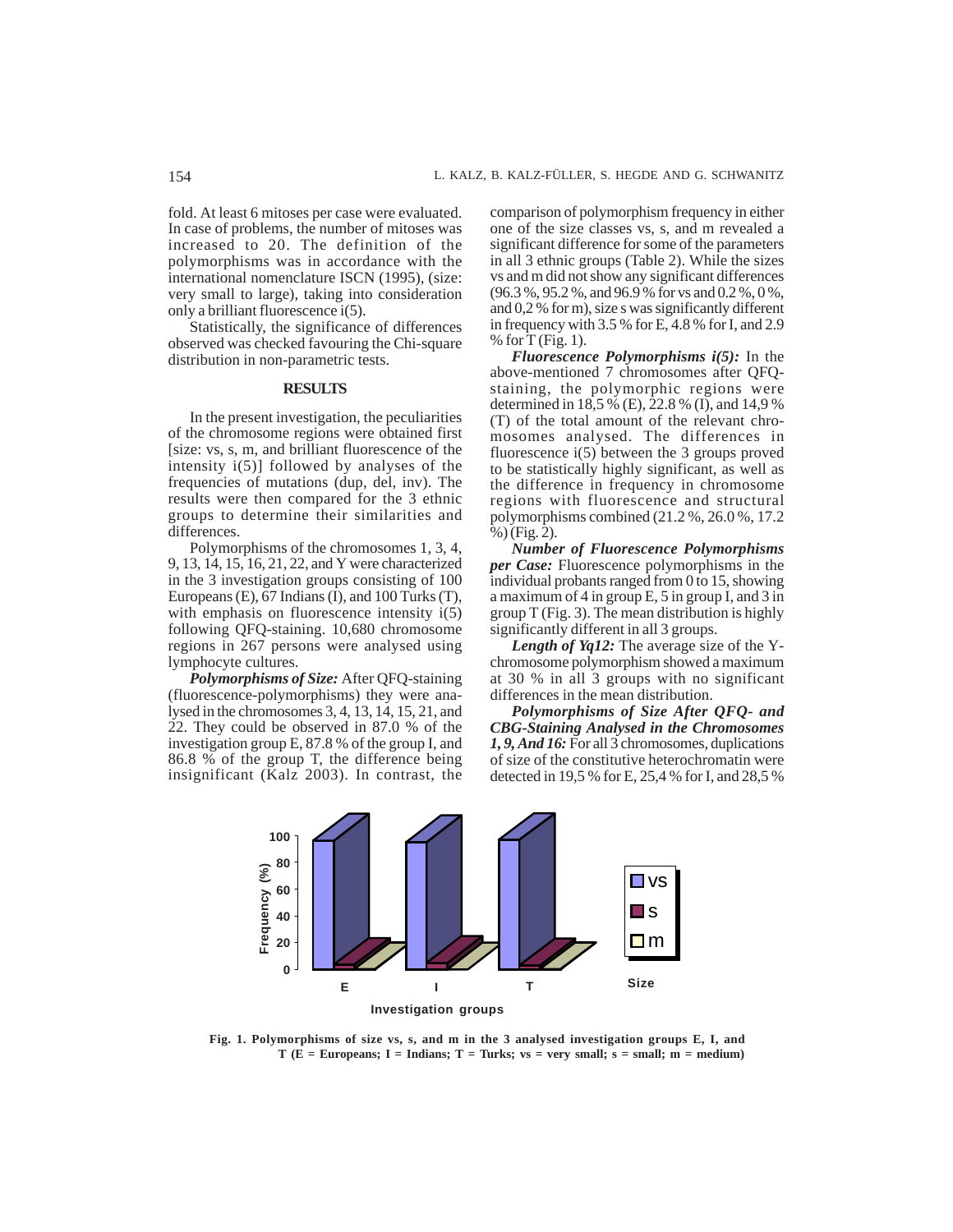fold. At least 6 mitoses per case were evaluated. In case of problems, the number of mitoses was increased to 20. The definition of the polymorphisms was in accordance with the international nomenclature ISCN (1995), (size: very small to large), taking into consideration only a brilliant fluorescence i(5).

Statistically, the significance of differences observed was checked favouring the Chi-square distribution in non-parametric tests.

## RESULTS

In the present investigation, the peculiarities of the chromosome regions were obtained first [size: vs, s, m, and brilliant fluorescence of the intensity i(5)] followed by analyses of the frequencies of mutations (dup, del, inv). The results were then compared for the 3 ethnic groups to determine their similarities and differences.

Polymorphisms of the chromosomes 1, 3, 4, 9, 13, 14, 15, 16, 21, 22, and Y were characterized in the 3 investigation groups consisting of 100 Europeans (E), 67 Indians (I), and 100 Turks (T), with emphasis on fluorescence intensity i(5) following QFQ-staining. 10,680 chromosome regions in 267 persons were analysed using lymphocyte cultures.

***Polymorphisms of Size:*** After QFQ-staining (fluorescence-polymorphisms) they were analysed in the chromosomes 3, 4, 13, 14, 15, 21, and 22. They could be observed in 87.0 % of the investigation group E, 87.8 % of the group I, and 86.8 % of the group T, the difference being insignificant (Kalz 2003). In contrast, the comparison of polymorphism frequency in either one of the size classes vs, s, and m revealed a significant difference for some of the parameters in all 3 ethnic groups (Table 2). While the sizes vs and m did not show any significant differences (96.3 %, 95.2 %, and 96.9 % for vs and 0.2 %, 0 %, and 0,2 % for m), size s was significantly different in frequency with 3.5 % for E, 4.8 % for I, and 2.9 % for T (Fig. 1).

***Fluorescence Polymorphisms i(5):*** In the above-mentioned 7 chromosomes after QFQ-staining, the polymorphic regions were determined in 18,5 % (E), 22.8 % (I), and 14,9 % (T) of the total amount of the relevant chromosomes analysed. The differences in fluorescence i(5) between the 3 groups proved to be statistically highly significant, as well as the difference in frequency in chromosome regions with fluorescence and structural polymorphisms combined (21.2 %, 26.0 %, 17.2 %) (Fig. 2).

***Number of Fluorescence Polymorphisms per Case:*** Fluorescence polymorphisms in the individual probants ranged from 0 to 15, showing a maximum of 4 in group E, 5 in group I, and 3 in group T (Fig. 3). The mean distribution is highly significantly different in all 3 groups.

***Length of Yq12:*** The average size of the Y-chromosome polymorphism showed a maximum at 30 % in all 3 groups with no significant differences in the mean distribution.

***Polymorphisms of Size After QFQ- and CBG-Staining Analysed in the Chromosomes 1, 9, And 16:*** For all 3 chromosomes, duplications of size of the constitutive heterochromatin were detected in 19,5 % for E, 25,4 % for I, and 28,5 %

**Fig. 1. Polymorphisms of size vs, s, and m in the 3 analysed investigation groups E, I, and T (E = Europeans; I = Indians; T = Turks; vs = very small; s = small; m = medium)**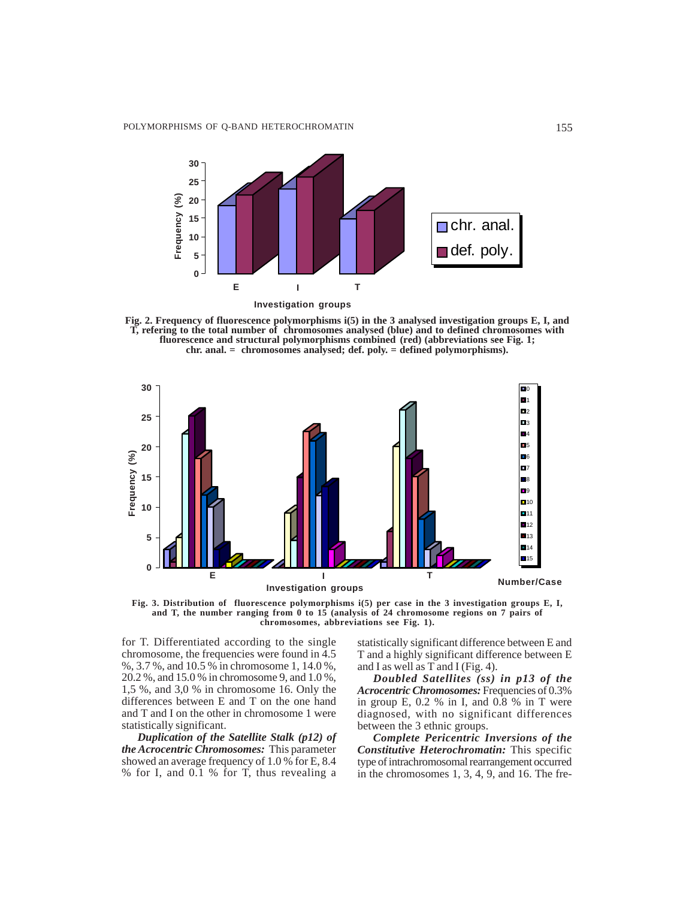Fig. 2. Frequency of fluorescence polymorphisms i(5) in the 3 analysed investigation groups E, I, and T, refering to the total number of chromosomes analysed (blue) and to defined chromosomes with fluorescence and structural polymorphisms combined (red) (abbreviations see Fig. 1; chr. anal. = chromosomes analysed; def. poly. = defined polymorphisms).

Fig. 3. Distribution of fluorescence polymorphisms i(5) per case in the 3 investigation groups E, I, and T, the number ranging from 0 to 15 (analysis of 24 chromosome regions on 7 pairs of chromosomes, abbreviations see Fig. 1).

for T. Differentiated according to the single chromosome, the frequencies were found in 4.5 %, 3.7 %, and 10.5 % in chromosome 1, 14.0 %, 20.2 %, and 15.0 % in chromosome 9, and 1.0 %, 1,5 %, and 3,0 % in chromosome 16. Only the differences between E and T on the one hand and T and I on the other in chromosome 1 were statistically significant.

***Duplication of the Satellite Stalk (p12) of the Acrocentric Chromosomes:*** This parameter showed an average frequency of 1.0 % for E, 8.4 % for I, and 0.1 % for T, thus revealing a statistically significant difference between E and T and a highly significant difference between E and I as well as T and I (Fig. 4).

***Doubled Satellites (ss) in p13 of the Acrocentric Chromosomes:*** Frequencies of 0.3% in group E, 0.2 % in I, and 0.8 % in T were diagnosed, with no significant differences between the 3 ethnic groups.

***Complete Pericentric Inversions of the Constitutive Heterochromatin:*** This specific type of intrachromosomal rearrangement occurred in the chromosomes 1, 3, 4, 9, and 16. The fre-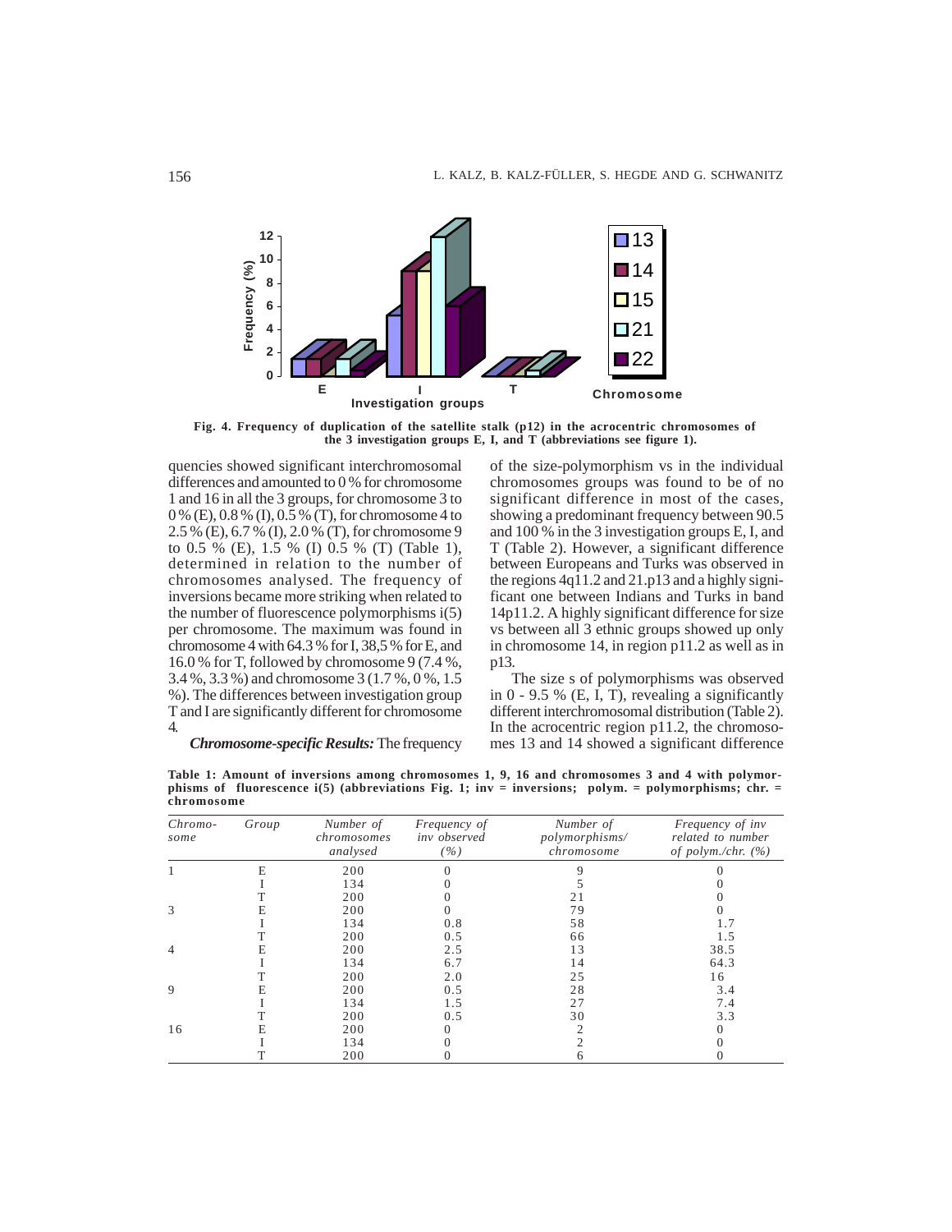Fig. 4. Frequency of duplication of the satellite stalk (p12) in the acrocentric chromosomes of the 3 investigation groups E, I, and T (abbreviations see figure 1).

quencies showed significant interchromosomal differences and amounted to 0 % for chromosome 1 and 16 in all the 3 groups, for chromosome 3 to 0 % (E), 0.8 % (I), 0.5 % (T), for chromosome 4 to 2.5 % (E), 6.7 % (I), 2.0 % (T), for chromosome 9 to 0.5 % (E), 1.5 % (I) 0.5 % (T) (Table 1), determined in relation to the number of chromosomes analysed. The frequency of inversions became more striking when related to the number of fluorescence polymorphisms i(5) per chromosome. The maximum was found in chromosome 4 with 64.3 % for I, 38,5 % for E, and 16.0 % for T, followed by chromosome 9 (7.4 %, 3.4 %, 3.3 %) and chromosome 3 (1.7 %, 0 %, 1.5 %). The differences between investigation group T and I are significantly different for chromosome 4.

***Chromosome-specific Results:*** The frequency of the size-polymorphism vs in the individual chromosomes groups was found to be of no significant difference in most of the cases, showing a predominant frequency between 90.5 and 100 % in the 3 investigation groups E, I, and T (Table 2). However, a significant difference between Europeans and Turks was observed in the regions 4q11.2 and 21.p13 and a highly significant one between Indians and Turks in band 14p11.2. A highly significant difference for size vs between all 3 ethnic groups showed up only in chromosome 14, in region p11.2 as well as in p13.

The size s of polymorphisms was observed in 0 - 9.5 % (E, I, T), revealing a significantly different interchromosomal distribution (Table 2). In the acrocentric region p11.2, the chromosomes 13 and 14 showed a significant difference

**Table 1: Amount of inversions among chromosomes 1, 9, 16 and chromosomes 3 and 4 with polymorphisms of fluorescence i(5) (abbreviations Fig. 1; inv = inversions; polym. = polymorphisms; chr. = chromosome**

| *Chromosome* | *Group* | *Number of chromosomes analysed* | *Frequency of inv observed (%)* | *Number of polymorphisms/ chromosome* | *Frequency of inv related to number of polym./chr. (%)* |
|---|---|---|---|---|---|
| 1 | E | 200 | 0 | 9 | 0 |
| | I | 134 | 0 | 5 | 0 |
| | T | 200 | 0 | 21 | 0 |
| 3 | E | 200 | 0 | 79 | 0 |
| | I | 134 | 0.8 | 58 | 1.7 |
| | T | 200 | 0.5 | 66 | 1.5 |
| 4 | E | 200 | 2.5 | 13 | 38.5 |
| | I | 134 | 6.7 | 14 | 64.3 |
| | T | 200 | 2.0 | 25 | 16 |
| 9 | E | 200 | 0.5 | 28 | 3.4 |
| | I | 134 | 1.5 | 27 | 7.4 |
| | T | 200 | 0.5 | 30 | 3.3 |
| 16 | E | 200 | 0 | 2 | 0 |
| | I | 134 | 0 | 2 | 0 |
| | T | 200 | 0 | 6 | 0 |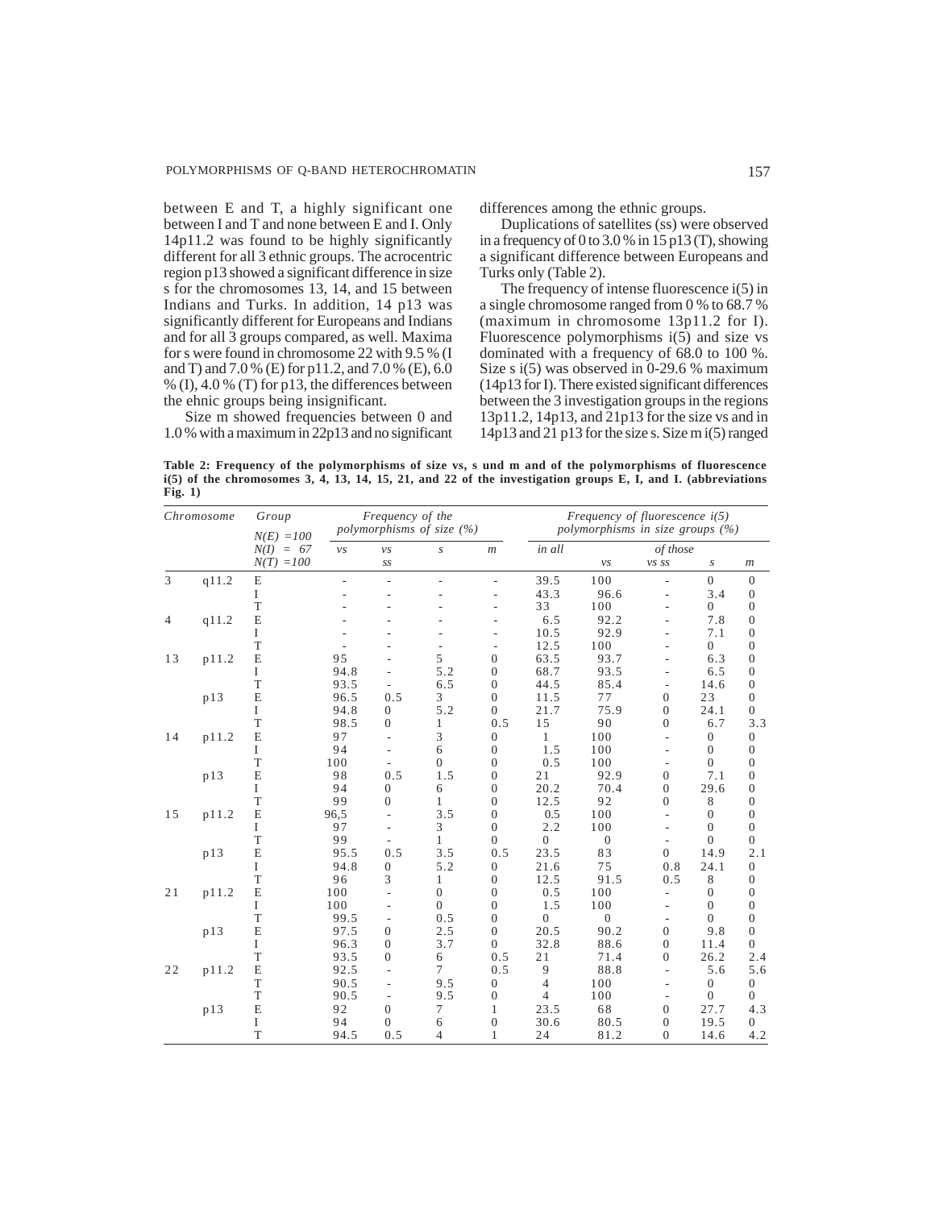between E and T, a highly significant one between I and T and none between E and I. Only 14p11.2 was found to be highly significantly different for all 3 ethnic groups. The acrocentric region p13 showed a significant difference in size s for the chromosomes 13, 14, and 15 between Indians and Turks. In addition, 14 p13 was significantly different for Europeans and Indians and for all 3 groups compared, as well. Maxima for s were found in chromosome 22 with 9.5 % (I and T) and 7.0 % (E) for p11.2, and 7.0 % (E), 6.0 % (I), 4.0 % (T) for p13, the differences between the ehnic groups being insignificant.

Size m showed frequencies between 0 and 1.0 % with a maximum in 22p13 and no significant differences among the ethnic groups.

Duplications of satellites (ss) were observed in a frequency of 0 to 3.0 % in 15 p13 (T), showing a significant difference between Europeans and Turks only (Table 2).

The frequency of intense fluorescence i(5) in a single chromosome ranged from 0 % to 68.7 % (maximum in chromosome 13p11.2 for I). Fluorescence polymorphisms i(5) and size vs dominated with a frequency of 68.0 to 100 %. Size s i(5) was observed in 0-29.6 % maximum (14p13 for I). There existed significant differences between the 3 investigation groups in the regions 13p11.2, 14p13, and 21p13 for the size vs and in 14p13 and 21 p13 for the size s. Size m i(5) ranged

**Table 2: Frequency of the polymorphisms of size vs, s und m and of the polymorphisms of fluorescence i(5) of the chromosomes 3, 4, 13, 14, 15, 21, and 22 of the investigation groups E, I, and I. (abbreviations Fig. 1)**

| Chromosome | | Group N(E) =100 N(I) = 67 N(T) =100 | Frequency of the polymorphisms of size (%) | | | | Frequency of fluorescence i(5) polymorphisms in size groups (%) | | | | |
|---|---|---|---|---|---|---|---|---|---|---|---|
| | | | *vs* | *vs ss* | *s* | *m* | *in all* | of those *vs* | *vs ss* | *s* | *m* |
| 3 | q11.2 | E | - | - | - | - | 39.5 | 100 | - | 0 | 0 |
| | | I | - | - | - | - | 43.3 | 96.6 | - | 3.4 | 0 |
| | | T | - | - | - | - | 33 | 100 | - | 0 | 0 |
| 4 | q11.2 | E | - | - | - | - | 6.5 | 92.2 | - | 7.8 | 0 |
| | | I | - | - | - | - | 10.5 | 92.9 | - | 7.1 | 0 |
| | | T | - | - | - | - | 12.5 | 100 | - | 0 | 0 |
| 13 | p11.2 | E | 95 | - | 5 | 0 | 63.5 | 93.7 | - | 6.3 | 0 |
| | | I | 94.8 | - | 5.2 | 0 | 68.7 | 93.5 | - | 6.5 | 0 |
| | | T | 93.5 | - | 6.5 | 0 | 44.5 | 85.4 | - | 14.6 | 0 |
| | p13 | E | 96.5 | 0.5 | 3 | 0 | 11.5 | 77 | 0 | 23 | 0 |
| | | I | 94.8 | 0 | 5.2 | 0 | 21.7 | 75.9 | 0 | 24.1 | 0 |
| | | T | 98.5 | 0 | 1 | 0.5 | 15 | 90 | 0 | 6.7 | 3.3 |
| 14 | p11.2 | E | 97 | - | 3 | 0 | 1 | 100 | - | 0 | 0 |
| | | I | 94 | - | 6 | 0 | 1.5 | 100 | - | 0 | 0 |
| | | T | 100 | - | 0 | 0 | 0.5 | 100 | - | 0 | 0 |
| | p13 | E | 98 | 0.5 | 1.5 | 0 | 21 | 92.9 | 0 | 7.1 | 0 |
| | | I | 94 | 0 | 6 | 0 | 20.2 | 70.4 | 0 | 29.6 | 0 |
| | | T | 99 | 0 | 1 | 0 | 12.5 | 92 | 0 | 8 | 0 |
| 15 | p11.2 | E | 96,5 | - | 3.5 | 0 | 0.5 | 100 | - | 0 | 0 |
| | | I | 97 | - | 3 | 0 | 2.2 | 100 | - | 0 | 0 |
| | | T | 99 | - | 1 | 0 | 0 | 0 | - | 0 | 0 |
| | p13 | E | 95.5 | 0.5 | 3.5 | 0.5 | 23.5 | 83 | 0 | 14.9 | 2.1 |
| | | I | 94.8 | 0 | 5.2 | 0 | 21.6 | 75 | 0.8 | 24.1 | 0 |
| | | T | 96 | 3 | 1 | 0 | 12.5 | 91.5 | 0.5 | 8 | 0 |
| 21 | p11.2 | E | 100 | - | 0 | 0 | 0.5 | 100 | - | 0 | 0 |
| | | I | 100 | - | 0 | 0 | 1.5 | 100 | - | 0 | 0 |
| | | T | 99.5 | - | 0.5 | 0 | 0 | 0 | - | 0 | 0 |
| | p13 | E | 97.5 | 0 | 2.5 | 0 | 20.5 | 90.2 | 0 | 9.8 | 0 |
| | | I | 96.3 | 0 | 3.7 | 0 | 32.8 | 88.6 | 0 | 11.4 | 0 |
| | | T | 93.5 | 0 | 6 | 0.5 | 21 | 71.4 | 0 | 26.2 | 2.4 |
| 22 | p11.2 | E | 92.5 | - | 7 | 0.5 | 9 | 88.8 | - | 5.6 | 5.6 |
| | | T | 90.5 | - | 9.5 | 0 | 4 | 100 | - | 0 | 0 |
| | | T | 90.5 | - | 9.5 | 0 | 4 | 100 | - | 0 | 0 |
| | p13 | E | 92 | 0 | 7 | 1 | 23.5 | 68 | 0 | 27.7 | 4.3 |
| | | I | 94 | 0 | 6 | 0 | 30.6 | 80.5 | 0 | 19.5 | 0 |
| | | T | 94.5 | 0.5 | 4 | 1 | 24 | 81.2 | 0 | 14.6 | 4.2 |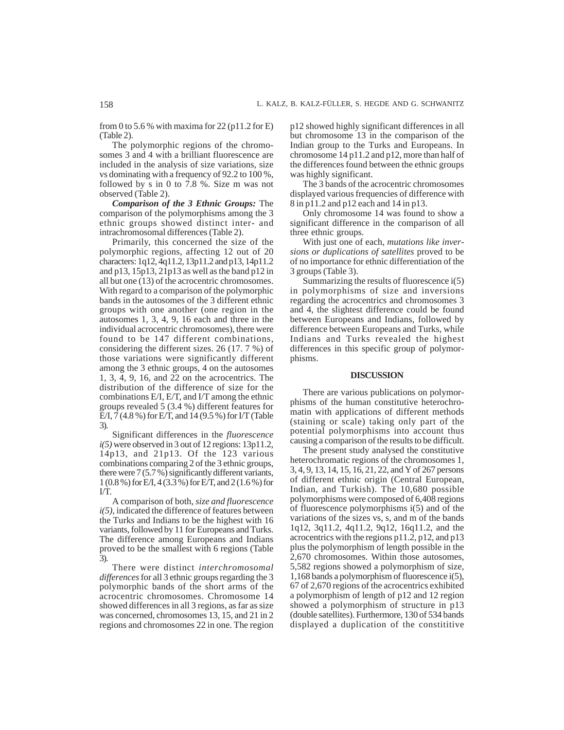from 0 to 5.6 % with maxima for 22 (p11.2 for E) (Table 2).

The polymorphic regions of the chromosomes 3 and 4 with a brilliant fluorescence are included in the analysis of size variations, size vs dominating with a frequency of 92.2 to 100 %, followed by s in 0 to 7.8 %. Size m was not observed (Table 2).

***Comparison of the 3 Ethnic Groups:*** The comparison of the polymorphisms among the 3 ethnic groups showed distinct inter- and intrachromosomal differences (Table 2).

Primarily, this concerned the size of the polymorphic regions, affecting 12 out of 20 characters: 1q12, 4q11.2, 13p11.2 and p13, 14p11.2 and p13, 15p13, 21p13 as well as the band p12 in all but one (13) of the acrocentric chromosomes. With regard to a comparison of the polymorphic bands in the autosomes of the 3 different ethnic groups with one another (one region in the autosomes 1, 3, 4, 9, 16 each and three in the individual acrocentric chromosomes), there were found to be 147 different combinations, considering the different sizes. 26 (17. 7 %) of those variations were significantly different among the 3 ethnic groups, 4 on the autosomes 1, 3, 4, 9, 16, and 22 on the acrocentrics. The distribution of the difference of size for the combinations E/I, E/T, and I/T among the ethnic groups revealed 5 (3.4 %) different features for E/I, 7 (4.8 %) for E/T, and 14 (9.5 %) for I/T (Table 3).

Significant differences in the *fluorescence i(5)* were observed in 3 out of 12 regions: 13p11.2, 14p13, and 21p13. Of the 123 various combinations comparing 2 of the 3 ethnic groups, there were 7 (5.7 %) significantly different variants, 1 (0.8 %) for E/I, 4 (3.3 %) for E/T, and 2 (1.6 %) for I/T.

A comparison of both, *size and fluorescence i(5)*, indicated the difference of features between the Turks and Indians to be the highest with 16 variants, followed by 11 for Europeans and Turks. The difference among Europeans and Indians proved to be the smallest with 6 regions (Table 3).

There were distinct *interchromosomal differences* for all 3 ethnic groups regarding the 3 polymorphic bands of the short arms of the acrocentric chromosomes. Chromosome 14 showed differences in all 3 regions, as far as size was concerned, chromosomes 13, 15, and 21 in 2 regions and chromosomes 22 in one. The region p12 showed highly significant differences in all but chromosome 13 in the comparison of the Indian group to the Turks and Europeans. In chromosome 14 p11.2 and p12, more than half of the differences found between the ethnic groups was highly significant.

The 3 bands of the acrocentric chromosomes displayed various frequencies of difference with 8 in p11.2 and p12 each and 14 in p13.

Only chromosome 14 was found to show a significant difference in the comparison of all three ethnic groups.

With just one of each, *mutations like inversions or duplications of satellites* proved to be of no importance for ethnic differentiation of the 3 groups (Table 3).

Summarizing the results of fluorescence i(5) in polymorphisms of size and inversions regarding the acrocentrics and chromosomes 3 and 4, the slightest difference could be found between Europeans and Indians, followed by difference between Europeans and Turks, while Indians and Turks revealed the highest differences in this specific group of polymorphisms.

## DISCUSSION

There are various publications on polymorphisms of the human constitutive heterochromatin with applications of different methods (staining or scale) taking only part of the potential polymorphisms into account thus causing a comparison of the results to be difficult.

The present study analysed the constitutive heterochromatic regions of the chromosomes 1, 3, 4, 9, 13, 14, 15, 16, 21, 22, and Y of 267 persons of different ethnic origin (Central European, Indian, and Turkish). The 10,680 possible polymorphisms were composed of 6,408 regions of fluorescence polymorphisms i(5) and of the variations of the sizes vs, s, and m of the bands 1q12, 3q11.2, 4q11.2, 9q12, 16q11.2, and the acrocentrics with the regions p11.2, p12, and p13 plus the polymorphism of length possible in the 2,670 chromosomes. Within those autosomes, 5,582 regions showed a polymorphism of size, 1,168 bands a polymorphism of fluorescence i(5), 67 of 2,670 regions of the acrocentrics exhibited a polymorphism of length of p12 and 12 region showed a polymorphism of structure in p13 (double satellites). Furthermore, 130 of 534 bands displayed a duplication of the constititive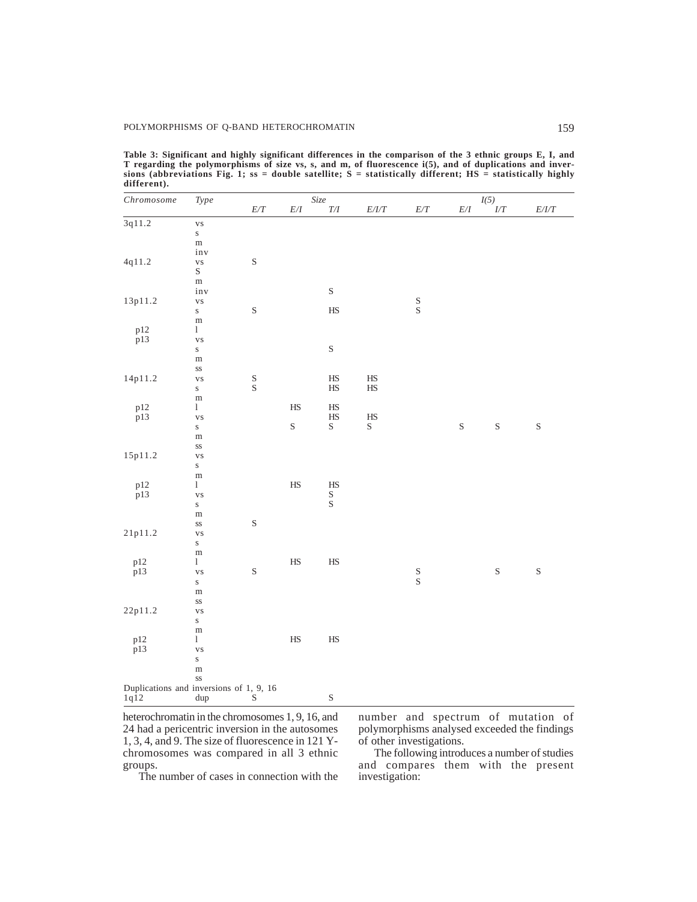**Table 3: Significant and highly significant differences in the comparison of the 3 ethnic groups E, I, and T regarding the polymorphisms of size vs, s, and m, of fluorescence i(5), and of duplications and inversions (abbreviations Fig. 1; ss = double satellite; S = statistically different; HS = statistically highly different).**

| *Chromosome* | *Type* | *Size* | | | | *I(5)* | | | |
|---|---|---|---|---|---|---|---|---|---|
| | | *E/T* | *E/I* | *T/I* | *E/I/T* | *E/T* | *E/I* | *I/T* | *E/I/T* |
| 3q11.2 | vs | | | | | | | | |
| | s | | | | | | | | |
| | m | | | | | | | | |
| | inv | | | | | | | | |
| 4q11.2 | vs | S | | | | | | | |
| | S | | | | | | | | |
| | m | | | | | | | | |
| | inv | | | S | | | | | |
| 13p11.2 | vs | | | | | S | | | |
| | s | S | | HS | | S | | | |
| | m | | | | | | | | |
| p12 | l | | | | | | | | |
| p13 | vs | | | | | | | | |
| | s | | | S | | | | | |
| | m | | | | | | | | |
| | ss | | | | | | | | |
| 14p11.2 | vs | S | | HS | HS | | | | |
| | s | S | | HS | HS | | | | |
| | m | | | | | | | | |
| p12 | l | | HS | HS | | | | | |
| p13 | vs | | | HS | HS | | | | |
| | s | | S | S | S | | S | S | S |
| | m | | | | | | | | |
| | ss | | | | | | | | |
| 15p11.2 | vs | | | | | | | | |
| | s | | | | | | | | |
| | m | | | | | | | | |
| p12 | l | | HS | HS | | | | | |
| p13 | vs | | | S | | | | | |
| | s | | | S | | | | | |
| | m | | | | | | | | |
| | ss | S | | | | | | | |
| 21p11.2 | vs | | | | | | | | |
| | s | | | | | | | | |
| | m | | | | | | | | |
| p12 | l | | HS | HS | | | | | |
| p13 | vs | S | | | | S | | S | S |
| | s | | | | | S | | | |
| | m | | | | | | | | |
| | ss | | | | | | | | |
| 22p11.2 | vs | | | | | | | | |
| | s | | | | | | | | |
| | m | | | | | | | | |
| p12 | l | | HS | HS | | | | | |
| p13 | vs | | | | | | | | |
| | s | | | | | | | | |
| | m | | | | | | | | |
| | ss | | | | | | | | |
| Duplications and inversions of 1, 9, 16 | | | | | | | | | |
| 1q12 | dup | S | | S | | | | | |

heterochromatin in the chromosomes 1, 9, 16, and 24 had a pericentric inversion in the autosomes 1, 3, 4, and 9. The size of fluorescence in 121 Y-chromosomes was compared in all 3 ethnic groups.

The number of cases in connection with the number and spectrum of mutation of polymorphisms analysed exceeded the findings of other investigations.

The following introduces a number of studies and compares them with the present investigation: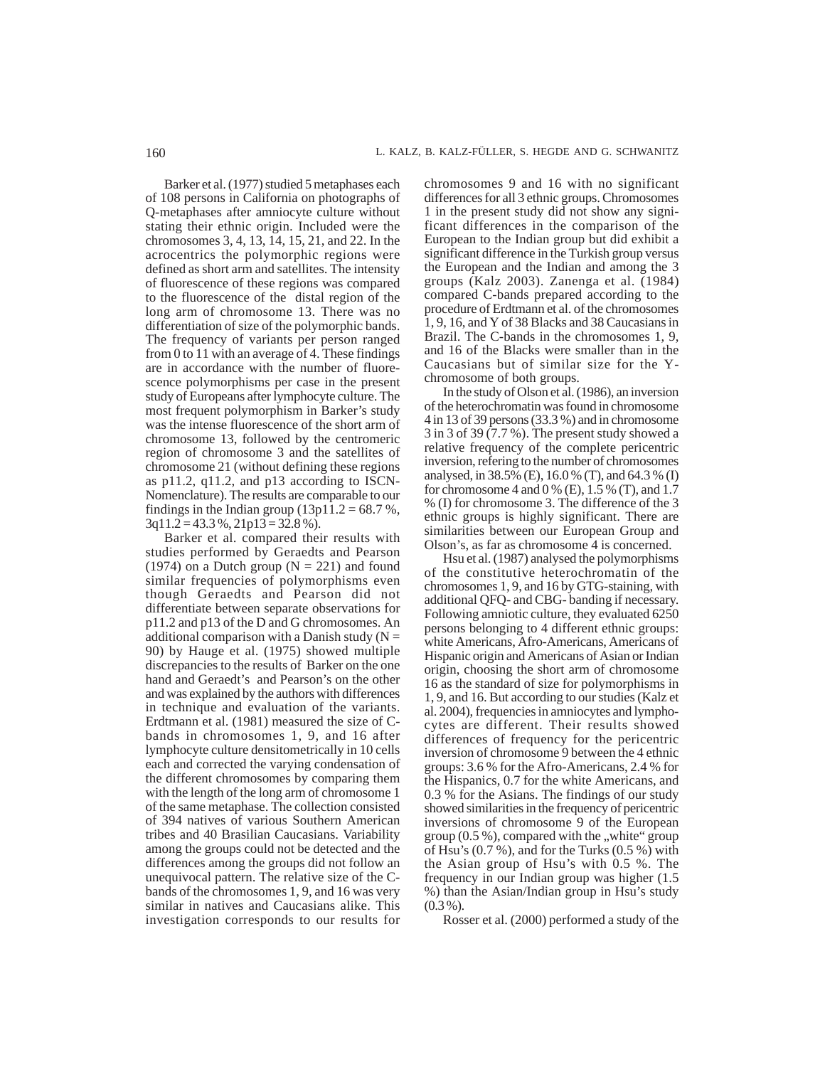Barker et al. (1977) studied 5 metaphases each of 108 persons in California on photographs of Q-metaphases after amniocyte culture without stating their ethnic origin. Included were the chromosomes 3, 4, 13, 14, 15, 21, and 22. In the acrocentrics the polymorphic regions were defined as short arm and satellites. The intensity of fluorescence of these regions was compared to the fluorescence of the distal region of the long arm of chromosome 13. There was no differentiation of size of the polymorphic bands. The frequency of variants per person ranged from 0 to 11 with an average of 4. These findings are in accordance with the number of fluorescence polymorphisms per case in the present study of Europeans after lymphocyte culture. The most frequent polymorphism in Barker's study was the intense fluorescence of the short arm of chromosome 13, followed by the centromeric region of chromosome 3 and the satellites of chromosome 21 (without defining these regions as p11.2, q11.2, and p13 according to ISCN-Nomenclature). The results are comparable to our findings in the Indian group (13p11.2 = 68.7 %, 3q11.2 = 43.3 %, 21p13 = 32.8 %).

Barker et al. compared their results with studies performed by Geraedts and Pearson (1974) on a Dutch group (N = 221) and found similar frequencies of polymorphisms even though Geraedts and Pearson did not differentiate between separate observations for p11.2 and p13 of the D and G chromosomes. An additional comparison with a Danish study (N = 90) by Hauge et al. (1975) showed multiple discrepancies to the results of Barker on the one hand and Geraedt's and Pearson's on the other and was explained by the authors with differences in technique and evaluation of the variants. Erdtmann et al. (1981) measured the size of C-bands in chromosomes 1, 9, and 16 after lymphocyte culture densitometrically in 10 cells each and corrected the varying condensation of the different chromosomes by comparing them with the length of the long arm of chromosome 1 of the same metaphase. The collection consisted of 394 natives of various Southern American tribes and 40 Brasilian Caucasians. Variability among the groups could not be detected and the differences among the groups did not follow an unequivocal pattern. The relative size of the C-bands of the chromosomes 1, 9, and 16 was very similar in natives and Caucasians alike. This investigation corresponds to our results for chromosomes 9 and 16 with no significant differences for all 3 ethnic groups. Chromosomes 1 in the present study did not show any significant differences in the comparison of the European to the Indian group but did exhibit a significant difference in the Turkish group versus the European and the Indian and among the 3 groups (Kalz 2003). Zanenga et al. (1984) compared C-bands prepared according to the procedure of Erdtmann et al. of the chromosomes 1, 9, 16, and Y of 38 Blacks and 38 Caucasians in Brazil. The C-bands in the chromosomes 1, 9, and 16 of the Blacks were smaller than in the Caucasians but of similar size for the Y-chromosome of both groups.

In the study of Olson et al. (1986), an inversion of the heterochromatin was found in chromosome 4 in 13 of 39 persons (33.3 %) and in chromosome 3 in 3 of 39 (7.7 %). The present study showed a relative frequency of the complete pericentric inversion, refering to the number of chromosomes analysed, in 38.5% (E), 16.0 % (T), and 64.3 % (I) for chromosome 4 and 0 % (E), 1.5 % (T), and 1.7 % (I) for chromosome 3. The difference of the 3 ethnic groups is highly significant. There are similarities between our European Group and Olson's, as far as chromosome 4 is concerned.

Hsu et al. (1987) analysed the polymorphisms of the constitutive heterochromatin of the chromosomes 1, 9, and 16 by GTG-staining, with additional QFQ- and CBG- banding if necessary. Following amniotic culture, they evaluated 6250 persons belonging to 4 different ethnic groups: white Americans, Afro-Americans, Americans of Hispanic origin and Americans of Asian or Indian origin, choosing the short arm of chromosome 16 as the standard of size for polymorphisms in 1, 9, and 16. But according to our studies (Kalz et al. 2004), frequencies in amniocytes and lymphocytes are different. Their results showed differences of frequency for the pericentric inversion of chromosome 9 between the 4 ethnic groups: 3.6 % for the Afro-Americans, 2.4 % for the Hispanics, 0.7 for the white Americans, and 0.3 % for the Asians. The findings of our study showed similarities in the frequency of pericentric inversions of chromosome 9 of the European group (0.5 %), compared with the „white" group of Hsu's (0.7 %), and for the Turks (0.5 %) with the Asian group of Hsu's with 0.5 %. The frequency in our Indian group was higher (1.5 %) than the Asian/Indian group in Hsu's study (0.3 %).

Rosser et al. (2000) performed a study of the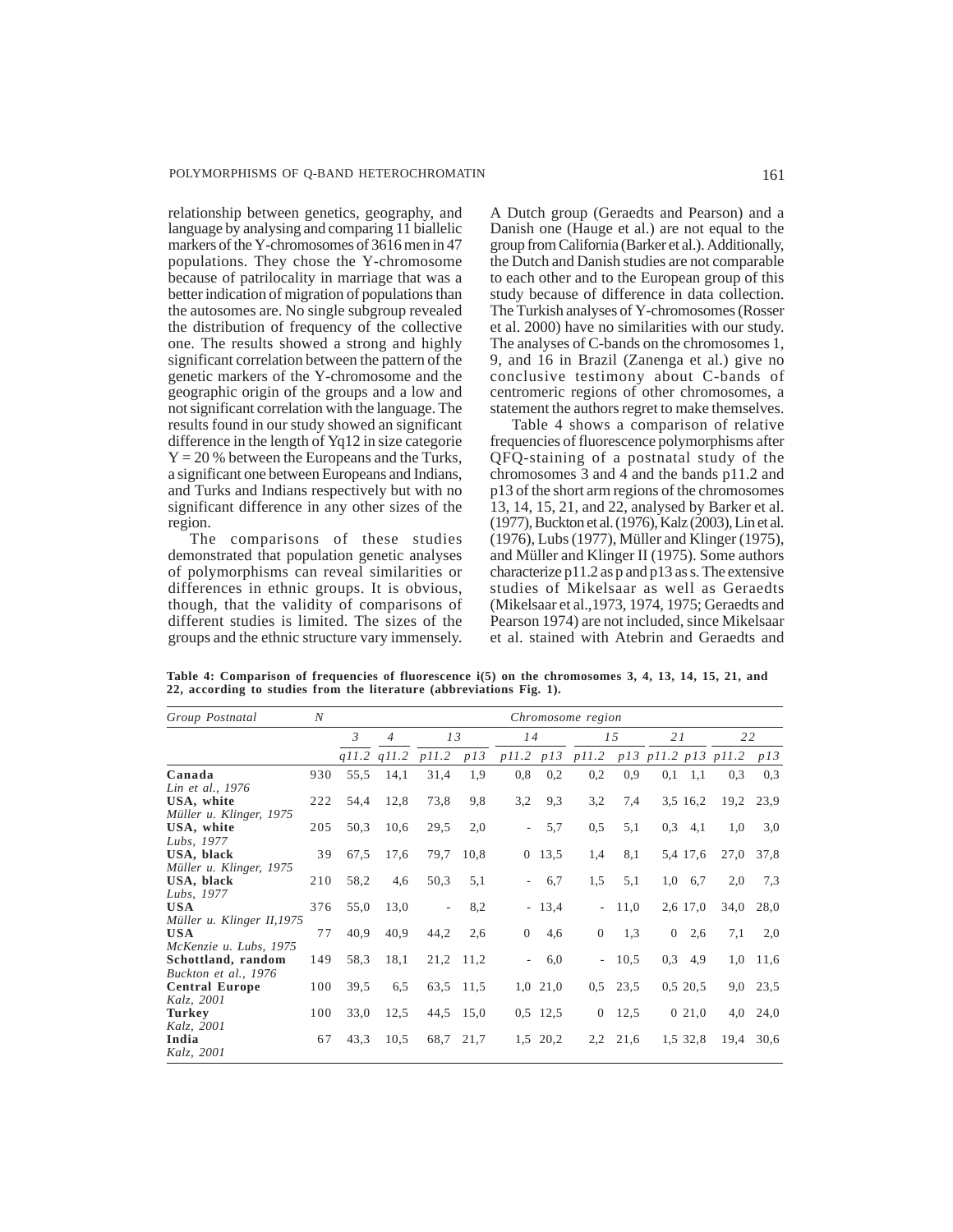relationship between genetics, geography, and language by analysing and comparing 11 biallelic markers of the Y-chromosomes of 3616 men in 47 populations. They chose the Y-chromosome because of patrilocality in marriage that was a better indication of migration of populations than the autosomes are. No single subgroup revealed the distribution of frequency of the collective one. The results showed a strong and highly significant correlation between the pattern of the genetic markers of the Y-chromosome and the geographic origin of the groups and a low and not significant correlation with the language. The results found in our study showed an significant difference in the length of Yq12 in size categorie Y = 20 % between the Europeans and the Turks, a significant one between Europeans and Indians, and Turks and Indians respectively but with no significant difference in any other sizes of the region.

The comparisons of these studies demonstrated that population genetic analyses of polymorphisms can reveal similarities or differences in ethnic groups. It is obvious, though, that the validity of comparisons of different studies is limited. The sizes of the groups and the ethnic structure vary immensely. A Dutch group (Geraedts and Pearson) and a Danish one (Hauge et al.) are not equal to the group from California (Barker et al.). Additionally, the Dutch and Danish studies are not comparable to each other and to the European group of this study because of difference in data collection. The Turkish analyses of Y-chromosomes (Rosser et al. 2000) have no similarities with our study. The analyses of C-bands on the chromosomes 1, 9, and 16 in Brazil (Zanenga et al.) give no conclusive testimony about C-bands of centromeric regions of other chromosomes, a statement the authors regret to make themselves.

Table 4 shows a comparison of relative frequencies of fluorescence polymorphisms after QFQ-staining of a postnatal study of the chromosomes 3 and 4 and the bands p11.2 and p13 of the short arm regions of the chromosomes 13, 14, 15, 21, and 22, analysed by Barker et al. (1977), Buckton et al. (1976), Kalz (2003), Lin et al. (1976), Lubs (1977), Müller and Klinger (1975), and Müller and Klinger II (1975). Some authors characterize p11.2 as p and p13 as s. The extensive studies of Mikelsaar as well as Geraedts (Mikelsaar et al.,1973, 1974, 1975; Geraedts and Pearson 1974) are not included, since Mikelsaar et al. stained with Atebrin and Geraedts and

**Table 4: Comparison of frequencies of fluorescence i(5) on the chromosomes 3, 4, 13, 14, 15, 21, and 22, according to studies from the literature (abbreviations Fig. 1).**

| *Group Postnatal* | *N* | *Chromosome region* | | | | | | | | | | | |
|---|---|---|---|---|---|---|---|---|---|---|---|---|---|
| | | *3* | *4* | *13* | | *14* | | *15* | | *21* | | *22* | |
| | | *q11.2* | *q11.2* | *p11.2* | *p13* | *p11.2* | *p13* | *p11.2* | *p13* | *p11.2* | *p13* | *p11.2* | *p13* |
| **Canada** *Lin et al., 1976* | 930 | 55,5 | 14,1 | 31,4 | 1,9 | 0,8 | 0,2 | 0,2 | 0,9 | 0,1 | 1,1 | 0,3 | 0,3 |
| **USA, white** *Müller u. Klinger, 1975* | 222 | 54,4 | 12,8 | 73,8 | 9,8 | 3,2 | 9,3 | 3,2 | 7,4 | 3,5 | 16,2 | 19,2 | 23,9 |
| **USA, white** *Lubs, 1977* | 205 | 50,3 | 10,6 | 29,5 | 2,0 | - | 5,7 | 0,5 | 5,1 | 0,3 | 4,1 | 1,0 | 3,0 |
| **USA, black** *Müller u. Klinger, 1975* | 39 | 67,5 | 17,6 | 79,7 | 10,8 | 0 | 13,5 | 1,4 | 8,1 | 5,4 | 17,6 | 27,0 | 37,8 |
| **USA, black** *Lubs, 1977* | 210 | 58,2 | 4,6 | 50,3 | 5,1 | - | 6,7 | 1,5 | 5,1 | 1,0 | 6,7 | 2,0 | 7,3 |
| **USA** *Müller u. Klinger II,1975* | 376 | 55,0 | 13,0 | - | 8,2 | - | 13,4 | - | 11,0 | 2,6 | 17,0 | 34,0 | 28,0 |
| **USA** *McKenzie u. Lubs, 1975* | 77 | 40,9 | 40,9 | 44,2 | 2,6 | 0 | 4,6 | 0 | 1,3 | 0 | 2,6 | 7,1 | 2,0 |
| **Schottland, random** *Buckton et al., 1976* | 149 | 58,3 | 18,1 | 21,2 | 11,2 | - | 6,0 | - | 10,5 | 0,3 | 4,9 | 1,0 | 11,6 |
| **Central Europe** *Kalz, 2001* | 100 | 39,5 | 6,5 | 63,5 | 11,5 | 1,0 | 21,0 | 0,5 | 23,5 | 0,5 | 20,5 | 9,0 | 23,5 |
| **Turkey** *Kalz, 2001* | 100 | 33,0 | 12,5 | 44,5 | 15,0 | 0,5 | 12,5 | 0 | 12,5 | 0 | 21,0 | 4,0 | 24,0 |
| **India** *Kalz, 2001* | 67 | 43,3 | 10,5 | 68,7 | 21,7 | 1,5 | 20,2 | 2,2 | 21,6 | 1,5 | 32,8 | 19,4 | 30,6 |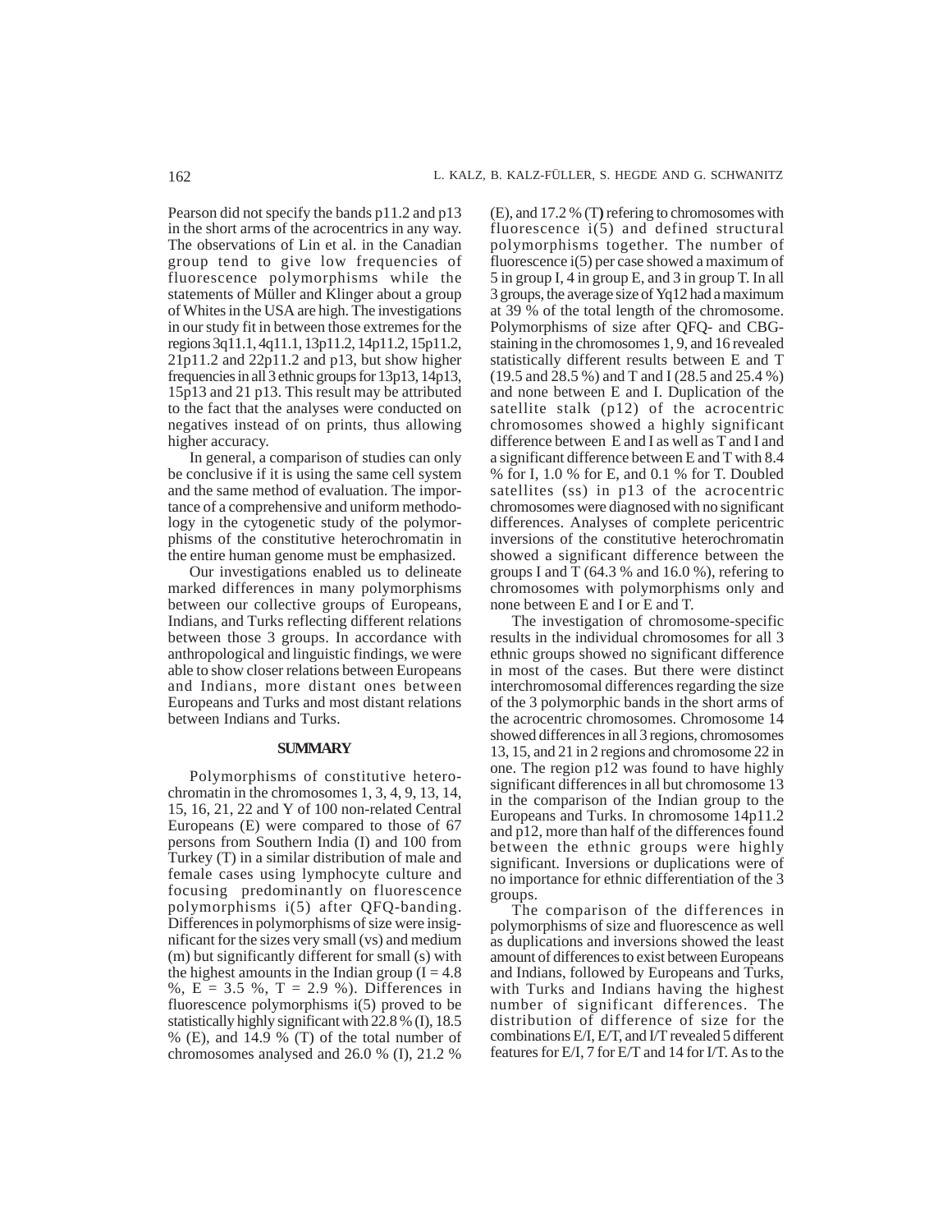Pearson did not specify the bands p11.2 and p13 in the short arms of the acrocentrics in any way. The observations of Lin et al. in the Canadian group tend to give low frequencies of fluorescence polymorphisms while the statements of Müller and Klinger about a group of Whites in the USA are high. The investigations in our study fit in between those extremes for the regions 3q11.1, 4q11.1, 13p11.2, 14p11.2, 15p11.2, 21p11.2 and 22p11.2 and p13, but show higher frequencies in all 3 ethnic groups for 13p13, 14p13, 15p13 and 21 p13. This result may be attributed to the fact that the analyses were conducted on negatives instead of on prints, thus allowing higher accuracy.

In general, a comparison of studies can only be conclusive if it is using the same cell system and the same method of evaluation. The importance of a comprehensive and uniform methodology in the cytogenetic study of the polymorphisms of the constitutive heterochromatin in the entire human genome must be emphasized.

Our investigations enabled us to delineate marked differences in many polymorphisms between our collective groups of Europeans, Indians, and Turks reflecting different relations between those 3 groups. In accordance with anthropological and linguistic findings, we were able to show closer relations between Europeans and Indians, more distant ones between Europeans and Turks and most distant relations between Indians and Turks.

## SUMMARY

Polymorphisms of constitutive heterochromatin in the chromosomes 1, 3, 4, 9, 13, 14, 15, 16, 21, 22 and Y of 100 non-related Central Europeans (E) were compared to those of 67 persons from Southern India (I) and 100 from Turkey (T) in a similar distribution of male and female cases using lymphocyte culture and focusing predominantly on fluorescence polymorphisms i(5) after QFQ-banding. Differences in polymorphisms of size were insignificant for the sizes very small (vs) and medium (m) but significantly different for small (s) with the highest amounts in the Indian group (I = 4.8 %, E = 3.5 %, T = 2.9 %). Differences in fluorescence polymorphisms i(5) proved to be statistically highly significant with 22.8 % (I), 18.5 % (E), and 14.9 % (T) of the total number of chromosomes analysed and 26.0 % (I), 21.2 % (E), and 17.2 % (T) refering to chromosomes with fluorescence i(5) and defined structural polymorphisms together. The number of fluorescence i(5) per case showed a maximum of 5 in group I, 4 in group E, and 3 in group T. In all 3 groups, the average size of Yq12 had a maximum at 39 % of the total length of the chromosome. Polymorphisms of size after QFQ- and CBG-staining in the chromosomes 1, 9, and 16 revealed statistically different results between E and T (19.5 and 28.5 %) and T and I (28.5 and 25.4 %) and none between E and I. Duplication of the satellite stalk (p12) of the acrocentric chromosomes showed a highly significant difference between E and I as well as T and I and a significant difference between E and T with 8.4 % for I, 1.0 % for E, and 0.1 % for T. Doubled satellites (ss) in p13 of the acrocentric chromosomes were diagnosed with no significant differences. Analyses of complete pericentric inversions of the constitutive heterochromatin showed a significant difference between the groups I and T (64.3 % and 16.0 %), refering to chromosomes with polymorphisms only and none between E and I or E and T.

The investigation of chromosome-specific results in the individual chromosomes for all 3 ethnic groups showed no significant difference in most of the cases. But there were distinct interchromosomal differences regarding the size of the 3 polymorphic bands in the short arms of the acrocentric chromosomes. Chromosome 14 showed differences in all 3 regions, chromosomes 13, 15, and 21 in 2 regions and chromosome 22 in one. The region p12 was found to have highly significant differences in all but chromosome 13 in the comparison of the Indian group to the Europeans and Turks. In chromosome 14p11.2 and p12, more than half of the differences found between the ethnic groups were highly significant. Inversions or duplications were of no importance for ethnic differentiation of the 3 groups.

The comparison of the differences in polymorphisms of size and fluorescence as well as duplications and inversions showed the least amount of differences to exist between Europeans and Indians, followed by Europeans and Turks, with Turks and Indians having the highest number of significant differences. The distribution of difference of size for the combinations E/I, E/T, and I/T revealed 5 different features for E/I, 7 for E/T and 14 for I/T. As to the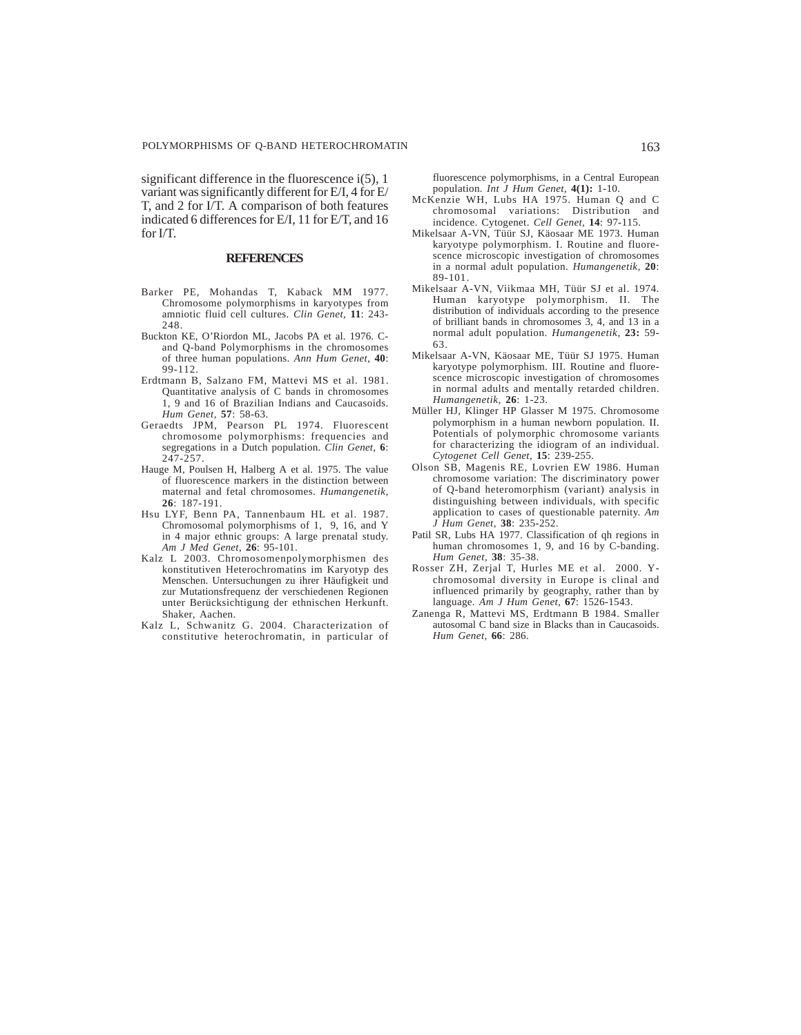significant difference in the fluorescence i(5), 1 variant was significantly different for E/I, 4 for E/T, and 2 for I/T. A comparison of both features indicated 6 differences for E/I, 11 for E/T, and 16 for I/T.

## REFERENCES

Barker PE, Mohandas T, Kaback MM 1977. Chromosome polymorphisms in karyotypes from amniotic fluid cell cultures. *Clin Genet,* **11**: 243-248.

Buckton KE, O'Riordon ML, Jacobs PA et al. 1976. C- and Q-band Polymorphisms in the chromosomes of three human populations. *Ann Hum Genet,* **40**: 99-112.

Erdtmann B, Salzano FM, Mattevi MS et al. 1981. Quantitative analysis of C bands in chromosomes 1, 9 and 16 of Brazilian Indians and Caucasoids. *Hum Genet,* **57**: 58-63.

Geraedts JPM, Pearson PL 1974. Fluorescent chromosome polymorphisms: frequencies and segregations in a Dutch population. *Clin Genet,* **6**: 247-257.

Hauge M, Poulsen H, Halberg A et al. 1975. The value of fluorescence markers in the distinction between maternal and fetal chromosomes. *Humangenetik,* **26**: 187-191.

Hsu LYF, Benn PA, Tannenbaum HL et al. 1987. Chromosomal polymorphisms of 1, 9, 16, and Y in 4 major ethnic groups: A large prenatal study. *Am J Med Genet,* **26**: 95-101.

Kalz L 2003. Chromosomenpolymorphismen des konstitutiven Heterochromatins im Karyotyp des Menschen. Untersuchungen zu ihrer Häufigkeit und zur Mutationsfrequenz der verschiedenen Regionen unter Berücksichtigung der ethnischen Herkunft. Shaker, Aachen.

Kalz L, Schwanitz G. 2004. Characterization of constitutive heterochromatin, in particular of fluorescence polymorphisms, in a Central European population. *Int J Hum Genet,* **4(1):** 1-10.

McKenzie WH, Lubs HA 1975. Human Q and C chromosomal variations: Distribution and incidence. Cytogenet. *Cell Genet,* **14**: 97-115.

Mikelsaar A-VN, Tüür SJ, Käosaar ME 1973. Human karyotype polymorphism. I. Routine and fluorescence microscopic investigation of chromosomes in a normal adult population. *Humangenetik,* **20**: 89-101.

Mikelsaar A-VN, Viikmaa MH, Tüür SJ et al. 1974. Human karyotype polymorphism. II. The distribution of individuals according to the presence of brilliant bands in chromosomes 3, 4, and 13 in a normal adult population. *Humangenetik,* **23:** 59-63.

Mikelsaar A-VN, Käosaar ME, Tüür SJ 1975. Human karyotype polymorphism. III. Routine and fluorescence microscopic investigation of chromosomes in normal adults and mentally retarded children. *Humangenetik,* **26**: 1-23.

Müller HJ, Klinger HP Glasser M 1975. Chromosome polymorphism in a human newborn population. II. Potentials of polymorphic chromosome variants for characterizing the idiogram of an individual. *Cytogenet Cell Genet,* **15**: 239-255.

Olson SB, Magenis RE, Lovrien EW 1986. Human chromosome variation: The discriminatory power of Q-band heteromorphism (variant) analysis in distinguishing between individuals, with specific application to cases of questionable paternity. *Am J Hum Genet,* **38**: 235-252.

Patil SR, Lubs HA 1977. Classification of qh regions in human chromosomes 1, 9, and 16 by C-banding. *Hum Genet,* **38**: 35-38.

Rosser ZH, Zerjal T, Hurles ME et al. 2000. Y-chromosomal diversity in Europe is clinal and influenced primarily by geography, rather than by language. *Am J Hum Genet,* **67**: 1526-1543.

Zanenga R, Mattevi MS, Erdtmann B 1984. Smaller autosomal C band size in Blacks than in Caucasoids. *Hum Genet,* **66**: 286.